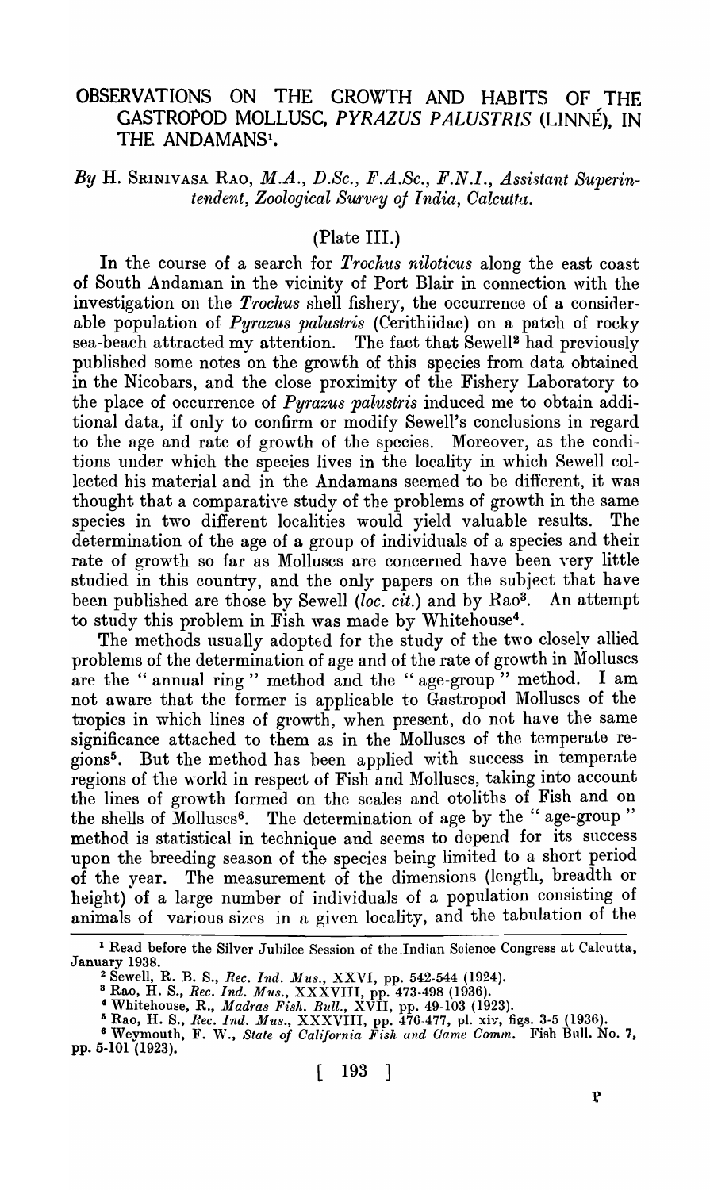# OBSERVATIONS ON THE GROWTH AND HABITS OF THE GASTROPOD MOLLUSC, *PYRAZUS PALUSTRIS* (LINNÉ), IN THE ANDAMANS[1].

*By* H. SRINIVASA RAO, *M.A., D.Sc., F.A.Sc., F.N.I., Assistant Superintendent, Zoological Survey of India, Calcutta.*

(Plate III.)

In the course of a search for *Trochus niloticus* along the east coast of South Andaman in the vicinity of Port Blair in connection with the investigation on the *Trochus* shell fishery, the occurrence of a considerable population of *Pyrazus palustris* (Cerithiidae) on a patch of rocky sea-beach attracted my attention. The fact that Sewell[2] had previously published some notes on the growth of this species from data obtained in the Nicobars, and the close proximity of the Fishery Laboratory to the place of occurrence of *Pyrazus palustris* induced me to obtain additional data, if only to confirm or modify Sewell's conclusions in regard to the age and rate of growth of the species. Moreover, as the conditions under which the species lives in the locality in which Sewell collected his material and in the Andamans seemed to be different, it was thought that a comparative study of the problems of growth in the same species in two different localities would yield valuable results. The determination of the age of a group of individuals of a species and their rate of growth so far as Molluscs are concerned have been very little studied in this country, and the only papers on the subject that have been published are those by Sewell (*loc. cit.*) and by Rao[3]. An attempt to study this problem in Fish was made by Whitehouse[4].

The methods usually adopted for the study of the two closely allied problems of the determination of age and of the rate of growth in Molluscs are the "annual ring" method and the "age-group" method. I am not aware that the former is applicable to Gastropod Molluscs of the tropics in which lines of growth, when present, do not have the same significance attached to them as in the Molluscs of the temperate regions[5]. But the method has been applied with success in temperate regions of the world in respect of Fish and Molluscs, taking into account the lines of growth formed on the scales and otoliths of Fish and on the shells of Molluscs[6]. The determination of age by the "age-group" method is statistical in technique and seems to depend for its success upon the breeding season of the species being limited to a short period of the year. The measurement of the dimensions (length, breadth or height) of a large number of individuals of a population consisting of animals of various sizes in a given locality, and the tabulation of the

---

[1] Read before the Silver Jubilee Session of the Indian Science Congress at Calcutta, January 1938.

[2] Sewell, R. B. S., *Rec. Ind. Mus.*, XXVI, pp. 542-544 (1924).

[3] Rao, H. S., *Rec. Ind. Mus.*, XXXVIII, pp. 473-498 (1936).

[4] Whitehouse, R., *Madras Fish. Bull.*, XVII, pp. 49-103 (1923).

[5] Rao, H. S., *Rec. Ind. Mus.*, XXXVIII, pp. 476-477, pl. xiv, figs. 3-5 (1936).

[6] Weymouth, F. W., *State of California Fish and Game Comm.* Fish Bull. No. 7, pp. 5-101 (1923).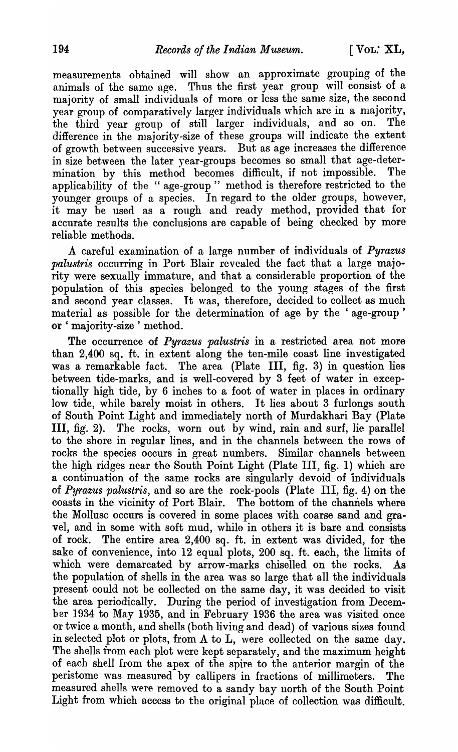measurements obtained will show an approximate grouping of the animals of the same age. Thus the first year group will consist of a majority of small individuals of more or less the same size, the second year group of comparatively larger individuals which are in a majority, the third year group of still larger individuals, and so on. The difference in the majority-size of these groups will indicate the extent of growth between successive years. But as age increases the difference in size between the later year-groups becomes so small that age-determination by this method becomes difficult, if not impossible. The applicability of the "age-group" method is therefore restricted to the younger groups of a species. In regard to the older groups, however, it may be used as a rough and ready method, provided that for accurate results the conclusions are capable of being checked by more reliable methods.

A careful examination of a large number of individuals of *Pyrazus palustris* occurring in Port Blair revealed the fact that a large majority were sexually immature, and that a considerable proportion of the population of this species belonged to the young stages of the first and second year classes. It was, therefore, decided to collect as much material as possible for the determination of age by the 'age-group' or 'majority-size' method.

The occurrence of *Pyrazus palustris* in a restricted area not more than 2,400 sq. ft. in extent along the ten-mile coast line investigated was a remarkable fact. The area (Plate III, fig. 3) in question lies between tide-marks, and is well-covered by 3 feet of water in exceptionally high tide, by 6 inches to a foot of water in places in ordinary low tide, while barely moist in others. It lies about 3 furlongs south of South Point Light and immediately north of Murdakhari Bay (Plate III, fig. 2). The rocks, worn out by wind, rain and surf, lie parallel to the shore in regular lines, and in the channels between the rows of rocks the species occurs in great numbers. Similar channels between the high ridges near the South Point Light (Plate III, fig. 1) which are a continuation of the same rocks are singularly devoid of individuals of *Pyrazus palustris*, and so are the rock-pools (Plate III, fig. 4) on the coasts in the vicinity of Port Blair. The bottom of the channels where the Mollusc occurs is covered in some places with coarse sand and gravel, and in some with soft mud, while in others it is bare and consists of rock. The entire area 2,400 sq. ft. in extent was divided, for the sake of convenience, into 12 equal plots, 200 sq. ft. each, the limits of which were demarcated by arrow-marks chiselled on the rocks. As the population of shells in the area was so large that all the individuals present could not be collected on the same day, it was decided to visit the area periodically. During the period of investigation from December 1934 to May 1935, and in February 1936 the area was visited once or twice a month, and shells (both living and dead) of various sizes found in selected plot or plots, from A to L, were collected on the same day. The shells from each plot were kept separately, and the maximum height of each shell from the apex of the spire to the anterior margin of the peristome was measured by callipers in fractions of millimeters. The measured shells were removed to a sandy bay north of the South Point Light from which access to the original place of collection was difficult.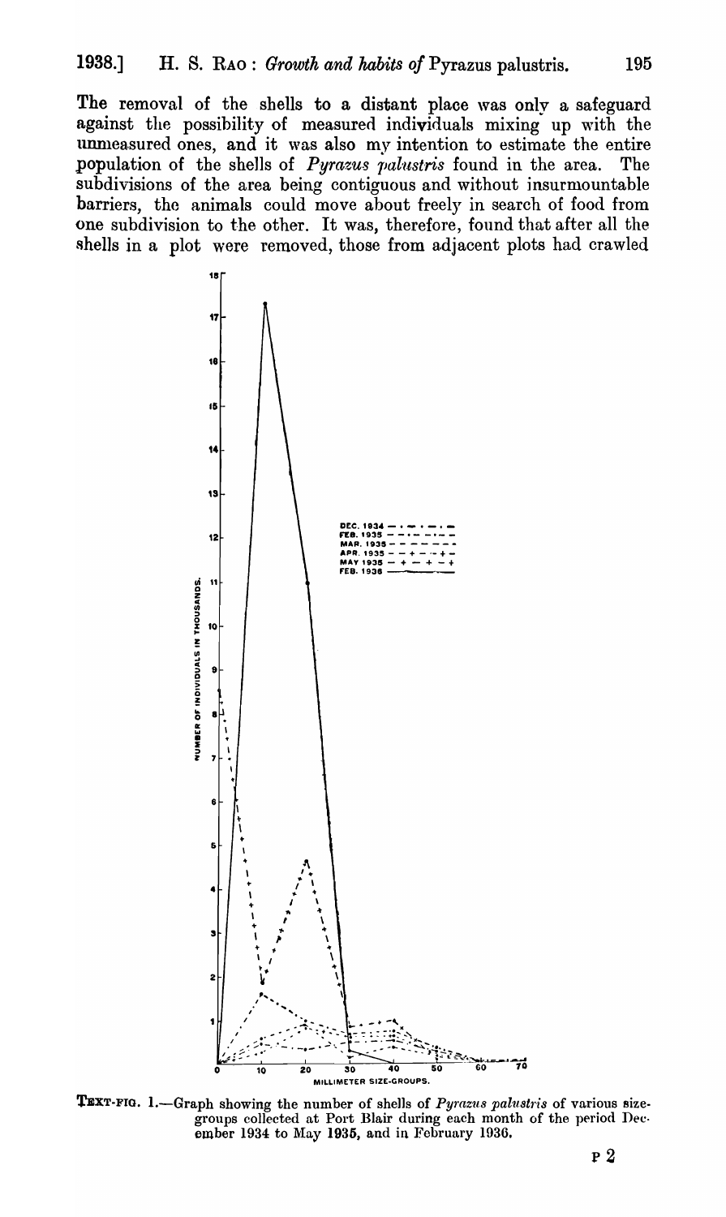The removal of the shells to a distant place was only a safeguard against the possibility of measured individuals mixing up with the unmeasured ones, and it was also my intention to estimate the entire population of the shells of *Pyrazus palustris* found in the area. The subdivisions of the area being contiguous and without insurmountable barriers, the animals could move about freely in search of food from one subdivision to the other. It was, therefore, found that after all the shells in a plot were removed, those from adjacent plots had crawled

TEXT-FIG. 1.—Graph showing the number of shells of *Pyrazus palustris* of various size-groups collected at Port Blair during each month of the period December 1934 to May 1935, and in February 1936.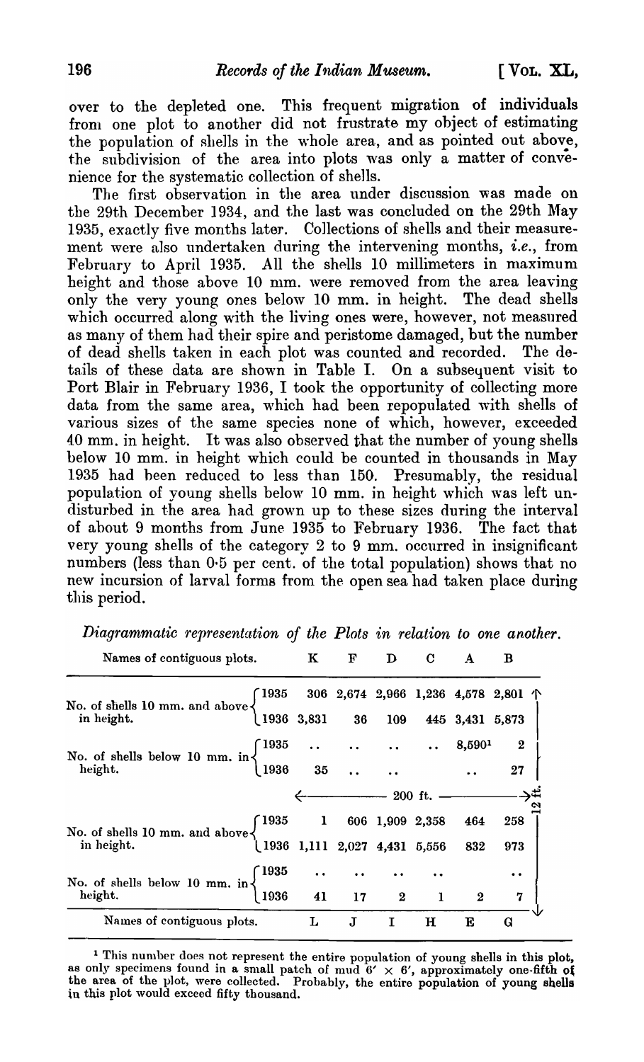over to the depleted one. This frequent migration of individuals from one plot to another did not frustrate my object of estimating the population of shells in the whole area, and as pointed out above, the subdivision of the area into plots was only a matter of convenience for the systematic collection of shells.

The first observation in the area under discussion was made on the 29th December 1934, and the last was concluded on the 29th May 1935, exactly five months later. Collections of shells and their measurement were also undertaken during the intervening months, *i.e.*, from February to April 1935. All the shells 10 millimeters in maximum height and those above 10 mm. were removed from the area leaving only the very young ones below 10 mm. in height. The dead shells which occurred along with the living ones were, however, not measured as many of them had their spire and peristome damaged, but the number of dead shells taken in each plot was counted and recorded. The details of these data are shown in Table I. On a subsequent visit to Port Blair in February 1936, I took the opportunity of collecting more data from the same area, which had been repopulated with shells of various sizes of the same species none of which, however, exceeded 40 mm. in height. It was also observed that the number of young shells below 10 mm. in height which could be counted in thousands in May 1935 had been reduced to less than 150. Presumably, the residual population of young shells below 10 mm. in height which was left undisturbed in the area had grown up to these sizes during the interval of about 9 months from June 1935 to February 1936. The fact that very young shells of the category 2 to 9 mm. occurred in insignificant numbers (less than 0·5 per cent. of the total population) shows that no new incursion of larval forms from the open sea had taken place during this period.

*Diagrammatic representation of the Plots in relation to one another.*

| Names of contiguous plots. | | K | F | D | C | A | B |
|---|---|---|---|---|---|---|---|
| No. of shells 10 mm. and above in height. | 1935 | 306 | 2,674 | 2,966 | 1,236 | 4,578 | 2,801 |
| | 1936 | 3,831 | 36 | 109 | 445 | 3,431 | 5,873 |
| No. of shells below 10 mm. in height. | 1935 | .. | .. | .. | .. | 8,590[1] | 2 |
| | 1936 | 35 | .. | .. | | .. | 27 |
| | | ← | | 200 ft. | | | → 12 ft. |
| No. of shells 10 mm. and above in height. | 1935 | 1 | 606 | 1,909 | 2,358 | 464 | 258 |
| | 1936 | 1,111 | 2,027 | 4,431 | 5,556 | 832 | 973 |
| No. of shells below 10 mm. in height. | 1935 | .. | .. | .. | .. | | .. |
| | 1936 | 41 | 17 | 2 | 1 | 2 | 7 |
| Names of contiguous plots. | | L | J | I | H | E | G |

[1] This number does not represent the entire population of young shells in this plot, as only specimens found in a small patch of mud 6′ × 6′, approximately one-fifth of the area of the plot, were collected. Probably, the entire population of young shells in this plot would exceed fifty thousand.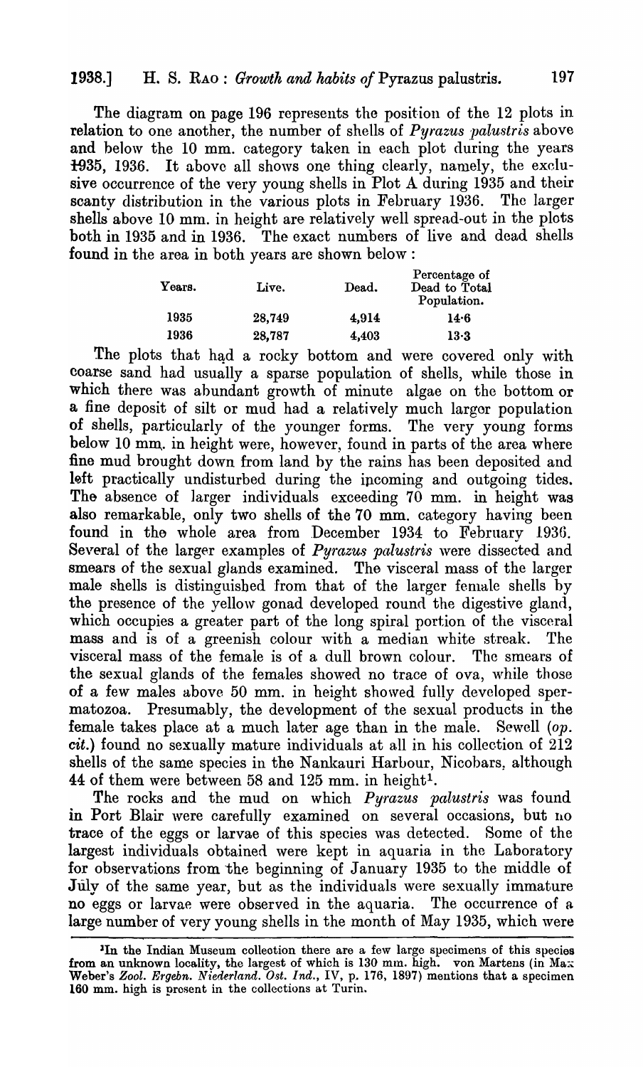The diagram on page 196 represents the position of the 12 plots in relation to one another, the number of shells of *Pyrazus palustris* above and below the 10 mm. category taken in each plot during the years 1935, 1936. It above all shows one thing clearly, namely, the exclusive occurrence of the very young shells in Plot A during 1935 and their scanty distribution in the various plots in February 1936. The larger shells above 10 mm. in height are relatively well spread-out in the plots both in 1935 and in 1936. The exact numbers of live and dead shells found in the area in both years are shown below :

| Years. | Live. | Dead. | Percentage of Dead to Total Population. |
|---|---|---|---|
| 1935 | 28,749 | 4,914 | 14·6 |
| 1936 | 28,787 | 4,403 | 13·3 |

The plots that had a rocky bottom and were covered only with coarse sand had usually a sparse population of shells, while those in which there was abundant growth of minute algae on the bottom or a fine deposit of silt or mud had a relatively much larger population of shells, particularly of the younger forms. The very young forms below 10 mm. in height were, however, found in parts of the area where fine mud brought down from land by the rains has been deposited and left practically undisturbed during the incoming and outgoing tides. The absence of larger individuals exceeding 70 mm. in height was also remarkable, only two shells of the 70 mm. category having been found in the whole area from December 1934 to February 1936. Several of the larger examples of *Pyrazus palustris* were dissected and smears of the sexual glands examined. The visceral mass of the larger male shells is distinguished from that of the larger female shells by the presence of the yellow gonad developed round the digestive gland, which occupies a greater part of the long spiral portion of the visceral mass and is of a greenish colour with a median white streak. The visceral mass of the female is of a dull brown colour. The smears of the sexual glands of the females showed no trace of ova, while those of a few males above 50 mm. in height showed fully developed spermatozoa. Presumably, the development of the sexual products in the female takes place at a much later age than in the male. Sewell (*op. cit.*) found no sexually mature individuals at all in his collection of 212 shells of the same species in the Nankauri Harbour, Nicobars, although 44 of them were between 58 and 125 mm. in height[1].

The rocks and the mud on which *Pyrazus palustris* was found in Port Blair were carefully examined on several occasions, but no trace of the eggs or larvae of this species was detected. Some of the largest individuals obtained were kept in aquaria in the Laboratory for observations from the beginning of January 1935 to the middle of July of the same year, but as the individuals were sexually immature no eggs or larvae were observed in the aquaria. The occurrence of a large number of very young shells in the month of May 1935, which were

[1] In the Indian Museum collection there are a few large specimens of this species from an unknown locality, the largest of which is 130 mm. high. von Martens (in Max Weber's *Zool. Ergebn. Niederland. Ost. Ind.*, IV, p. 176, 1897) mentions that a specimen 160 mm. high is present in the collections at Turin.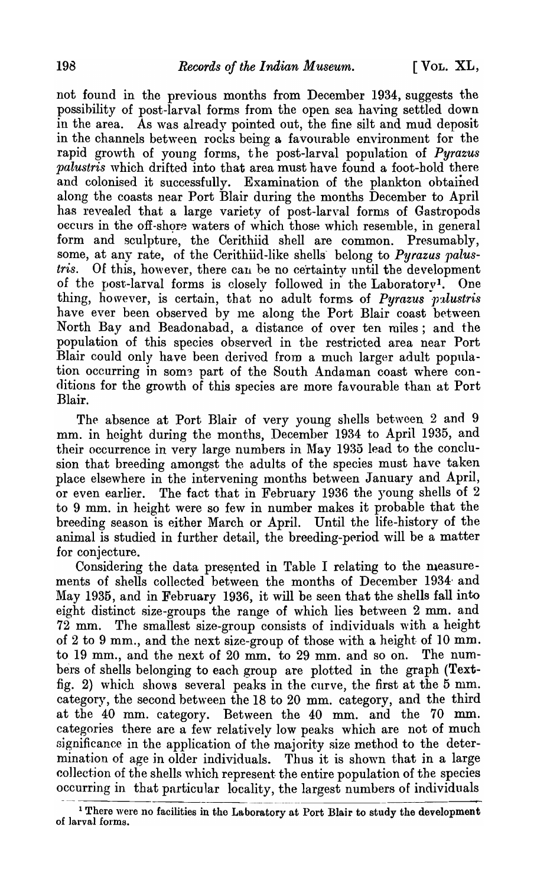not found in the previous months from December 1934, suggests the possibility of post-larval forms from the open sea having settled down in the area. As was already pointed out, the fine silt and mud deposit in the channels between rocks being a favourable environment for the rapid growth of young forms, the post-larval population of *Pyrazus palustris* which drifted into that area must have found a foot-hold there and colonised it successfully. Examination of the plankton obtained along the coasts near Port Blair during the months December to April has revealed that a large variety of post-larval forms of Gastropods occurs in the off-shore waters of which those which resemble, in general form and sculpture, the Cerithiid shell are common. Presumably, some, at any rate, of the Cerithiid-like shells belong to *Pyrazus palustris*. Of this, however, there can be no certainty until the development of the post-larval forms is closely followed in the Laboratory[1]. One thing, however, is certain, that no adult forms of *Pyrazus palustris* have ever been observed by me along the Port Blair coast between North Bay and Beadonabad, a distance of over ten miles; and the population of this species observed in the restricted area near Port Blair could only have been derived from a much larger adult population occurring in some part of the South Andaman coast where conditions for the growth of this species are more favourable than at Port Blair.

The absence at Port Blair of very young shells between 2 and 9 mm. in height during the months, December 1934 to April 1935, and their occurrence in very large numbers in May 1935 lead to the conclusion that breeding amongst the adults of the species must have taken place elsewhere in the intervening months between January and April, or even earlier. The fact that in February 1936 the young shells of 2 to 9 mm. in height were so few in number makes it probable that the breeding season is either March or April. Until the life-history of the animal is studied in further detail, the breeding-period will be a matter for conjecture.

Considering the data presented in Table I relating to the measurements of shells collected between the months of December 1934 and May 1935, and in February 1936, it will be seen that the shells fall into eight distinct size-groups the range of which lies between 2 mm. and 72 mm. The smallest size-group consists of individuals with a height of 2 to 9 mm., and the next size-group of those with a height of 10 mm. to 19 mm., and the next of 20 mm. to 29 mm. and so on. The numbers of shells belonging to each group are plotted in the graph (Text-fig. 2) which shows several peaks in the curve, the first at the 5 mm. category, the second between the 18 to 20 mm. category, and the third at the 40 mm. category. Between the 40 mm. and the 70 mm. categories there are a few relatively low peaks which are not of much significance in the application of the majority size method to the determination of age in older individuals. Thus it is shown that in a large collection of the shells which represent the entire population of the species occurring in that particular locality, the largest numbers of individuals

[1] There were no facilities in the Laboratory at Port Blair to study the development of larval forms.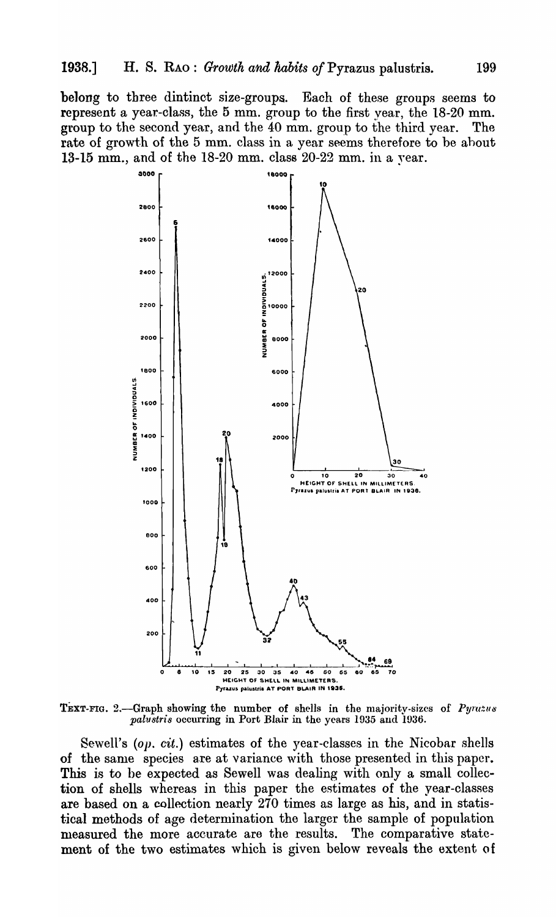belong to three dintinct size-groups. Each of these groups seems to represent a year-class, the 5 mm. group to the first year, the 18-20 mm. group to the second year, and the 40 mm. group to the third year. The rate of growth of the 5 mm. class in a year seems therefore to be about 13-15 mm., and of the 18-20 mm. class 20-22 mm. in a year.

TEXT-FIG. 2.—Graph showing the number of shells in the majority-sizes of *Pyrazus palustris* occurring in Port Blair in the years 1935 and 1936.

Sewell's (*op. cit.*) estimates of the year-classes in the Nicobar shells of the same species are at variance with those presented in this paper. This is to be expected as Sewell was dealing with only a small collection of shells whereas in this paper the estimates of the year-classes are based on a collection nearly 270 times as large as his, and in statistical methods of age determination the larger the sample of population measured the more accurate are the results. The comparative statement of the two estimates which is given below reveals the extent of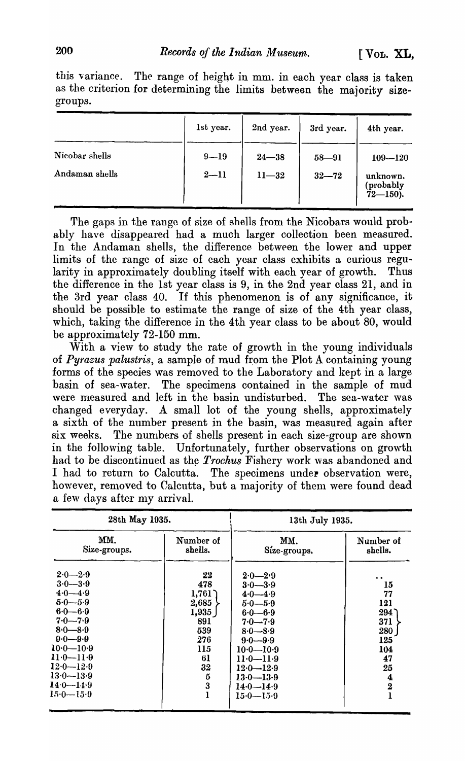this variance. The range of height in mm. in each year class is taken as the criterion for determining the limits between the majority size-groups.

| | 1st year. | 2nd year. | 3rd year. | 4th year. |
|---|---|---|---|---|
| Nicobar shells | 9—19 | 24—38 | 58—91 | 109—120 |
| Andaman shells | 2—11 | 11—32 | 32—72 | unknown. (probably 72—150). |

The gaps in the range of size of shells from the Nicobars would probably have disappeared had a much larger collection been measured. In the Andaman shells, the difference between the lower and upper limits of the range of size of each year class exhibits a curious regularity in approximately doubling itself with each year of growth. Thus the difference in the 1st year class is 9, in the 2nd year class 21, and in the 3rd year class 40. If this phenomenon is of any significance, it should be possible to estimate the range of size of the 4th year class, which, taking the difference in the 4th year class to be about 80, would be approximately 72-150 mm.

With a view to study the rate of growth in the young individuals of *Pyrazus palustris*, a sample of mud from the Plot A containing young forms of the species was removed to the Laboratory and kept in a large basin of sea-water. The specimens contained in the sample of mud were measured and left in the basin undisturbed. The sea-water was changed everyday. A small lot of the young shells, approximately a sixth of the number present in the basin, was measured again after six weeks. The numbers of shells present in each size-group are shown in the following table. Unfortunately, further observations on growth had to be discontinued as the *Trochus* Fishery work was abandoned and I had to return to Calcutta. The specimens under observation were, however, removed to Calcutta, but a majority of them were found dead a few days after my arrival.

| 28th May 1935. | | 13th July 1935. | |
|---|---|---|---|
| MM. Size-groups. | Number of shells. | MM. Size-groups. | Number of shells. |
| 2·0—2·9 | 22 | 2·0—2·9 | .. |
| 3·0—3·9 | 478 | 3·0—3·9 | 15 |
| 4·0—4·9 | 1,761 } | 4·0—4·9 | 77 |
| 5·0—5·9 | 2,685 } | 5·0—5·9 | 121 |
| 6·0—6·9 | 1,935 } | 6·0—6·9 | 294 } |
| 7·0—7·9 | 891 | 7·0—7·9 | 371 } |
| 8·0—8·9 | 539 | 8·0—8·9 | 280 } |
| 9·0—9·9 | 276 | 9·0—9·9 | 125 |
| 10·0—10·9 | 115 | 10·0—10·9 | 104 |
| 11·0—11·9 | 61 | 11·0—11·9 | 47 |
| 12·0—12·9 | 32 | 12·0—12·9 | 25 |
| 13·0—13·9 | 5 | 13·0—13·9 | 4 |
| 14·0—14·9 | 3 | 14·0—14·9 | 2 |
| 15·0—15·9 | 1 | 15·0—15·9 | 1 |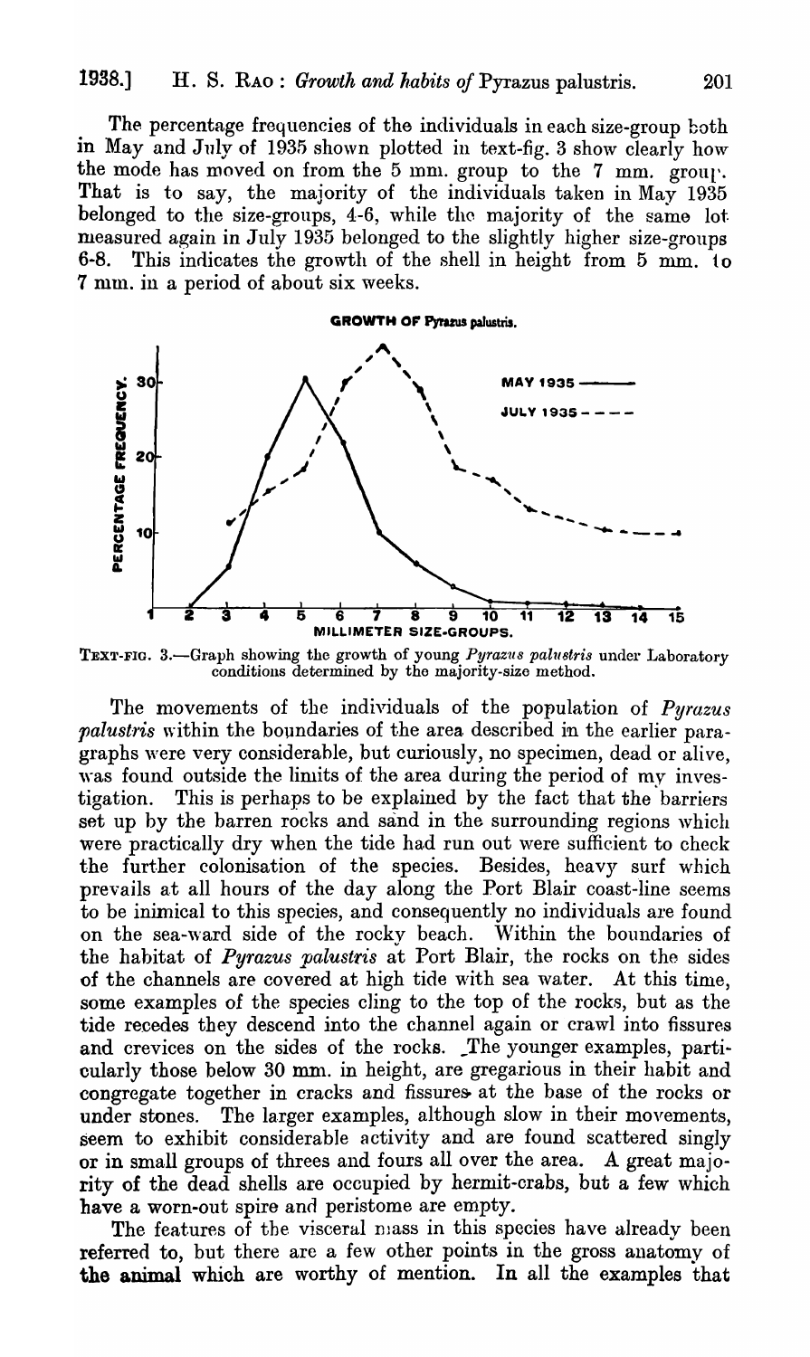The percentage frequencies of the individuals in each size-group both in May and July of 1935 shown plotted in text-fig. 3 show clearly how the mode has moved on from the 5 mm. group to the 7 mm. group. That is to say, the majority of the individuals taken in May 1935 belonged to the size-groups, 4-6, while the majority of the same lot measured again in July 1935 belonged to the slightly higher size-groups 6-8. This indicates the growth of the shell in height from 5 mm. to 7 mm. in a period of about six weeks.

TEXT-FIG. 3.—Graph showing the growth of young *Pyrazus palustris* under Laboratory conditions determined by the majority-size method.

The movements of the individuals of the population of *Pyrazus palustris* within the boundaries of the area described in the earlier paragraphs were very considerable, but curiously, no specimen, dead or alive, was found outside the limits of the area during the period of my investigation. This is perhaps to be explained by the fact that the barriers set up by the barren rocks and sand in the surrounding regions which were practically dry when the tide had run out were sufficient to check the further colonisation of the species. Besides, heavy surf which prevails at all hours of the day along the Port Blair coast-line seems to be inimical to this species, and consequently no individuals are found on the sea-ward side of the rocky beach. Within the boundaries of the habitat of *Pyrazus palustris* at Port Blair, the rocks on the sides of the channels are covered at high tide with sea water. At this time, some examples of the species cling to the top of the rocks, but as the tide recedes they descend into the channel again or crawl into fissures and crevices on the sides of the rocks. The younger examples, particularly those below 30 mm. in height, are gregarious in their habit and congregate together in cracks and fissures at the base of the rocks or under stones. The larger examples, although slow in their movements, seem to exhibit considerable activity and are found scattered singly or in small groups of threes and fours all over the area. A great majority of the dead shells are occupied by hermit-crabs, but a few which have a worn-out spire and peristome are empty.

The features of the visceral mass in this species have already been referred to, but there are a few other points in the gross anatomy of the animal which are worthy of mention. In all the examples that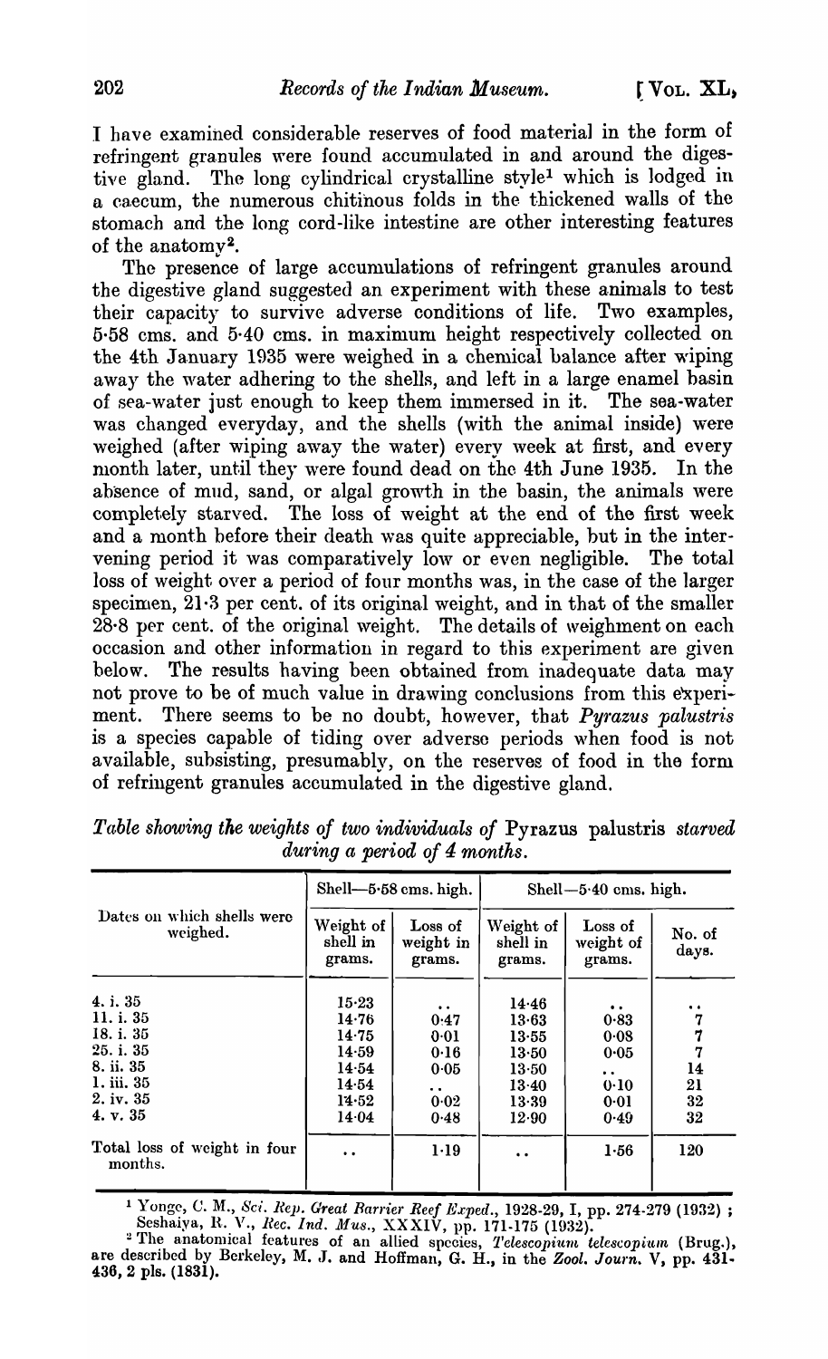I have examined considerable reserves of food material in the form of refringent granules were found accumulated in and around the digestive gland. The long cylindrical crystalline style[1] which is lodged in a caecum, the numerous chitinous folds in the thickened walls of the stomach and the long cord-like intestine are other interesting features of the anatomy[2].

The presence of large accumulations of refringent granules around the digestive gland suggested an experiment with these animals to test their capacity to survive adverse conditions of life. Two examples, 5·58 cms. and 5·40 cms. in maximum height respectively collected on the 4th January 1935 were weighed in a chemical balance after wiping away the water adhering to the shells, and left in a large enamel basin of sea-water just enough to keep them immersed in it. The sea-water was changed everyday, and the shells (with the animal inside) were weighed (after wiping away the water) every week at first, and every month later, until they were found dead on the 4th June 1935. In the absence of mud, sand, or algal growth in the basin, the animals were completely starved. The loss of weight at the end of the first week and a month before their death was quite appreciable, but in the intervening period it was comparatively low or even negligible. The total loss of weight over a period of four months was, in the case of the larger specimen, 21·3 per cent. of its original weight, and in that of the smaller 28·8 per cent. of the original weight. The details of weighment on each occasion and other information in regard to this experiment are given below. The results having been obtained from inadequate data may not prove to be of much value in drawing conclusions from this experiment. There seems to be no doubt, however, that *Pyrazus palustris* is a species capable of tiding over adverse periods when food is not available, subsisting, presumably, on the reserves of food in the form of refringent granules accumulated in the digestive gland.

*Table showing the weights of two individuals of* Pyrazus palustris *starved during a period of 4 months.*

| Dates on which shells were weighed. | Shell—5·58 cms. high. | | Shell—5·40 cms. high. | | |
|---|---|---|---|---|---|
| | Weight of shell in grams. | Loss of weight in grams. | Weight of shell in grams. | Loss of weight of grams. | No. of days. |
| 4. i. 35 | 15·23 | .. | 14·46 | .. | .. |
| 11. i. 35 | 14·76 | 0·47 | 13·63 | 0·83 | 7 |
| 18. i. 35 | 14·75 | 0·01 | 13·55 | 0·08 | 7 |
| 25. i. 35 | 14·59 | 0·16 | 13·50 | 0·05 | 7 |
| 8. ii. 35 | 14·54 | 0·05 | 13·50 | .. | 14 |
| 1. iii. 35 | 14·54 | .. | 13·40 | 0·10 | 21 |
| 2. iv. 35 | 14·52 | 0·02 | 13·39 | 0·01 | 32 |
| 4. v. 35 | 14·04 | 0·48 | 12·90 | 0·49 | 32 |
| Total loss of weight in four months. | .. | 1·19 | .. | 1·56 | 120 |

[1] Yonge, C. M., *Sci. Rep. Great Barrier Reef Exped.*, 1928-29, I, pp. 274-279 (1932); Seshaiya, R. V., *Rec. Ind. Mus.*, XXXIV, pp. 171-175 (1932).

[2] The anatomical features of an allied species, *Telescopium telescopium* (Brug.), are described by Berkeley, M. J. and Hoffman, G. H., in the *Zool. Journ.* V, pp. 431-436, 2 pls. (1831).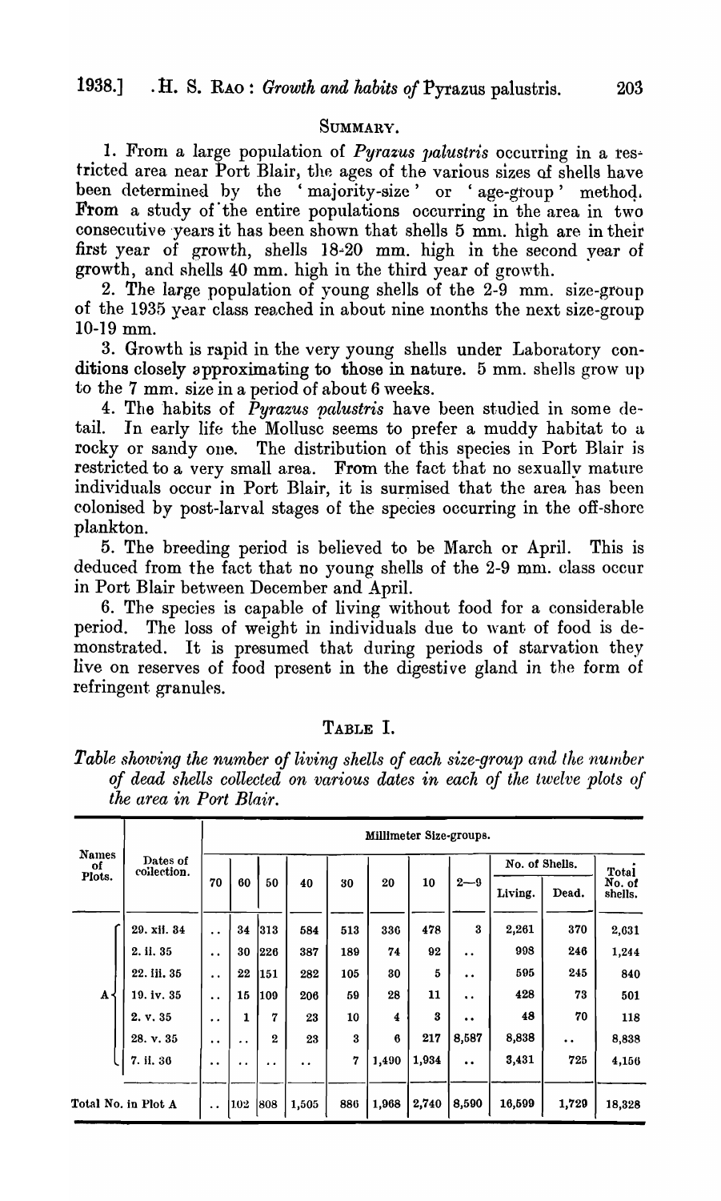## SUMMARY.

1. From a large population of *Pyrazus palustris* occurring in a restricted area near Port Blair, the ages of the various sizes of shells have been determined by the 'majority-size' or 'age-group' method. From a study of the entire populations occurring in the area in two consecutive years it has been shown that shells 5 mm. high are in their first year of growth, shells 18-20 mm. high in the second year of growth, and shells 40 mm. high in the third year of growth.

2. The large population of young shells of the 2-9 mm. size-group of the 1935 year class reached in about nine months the next size-group 10-19 mm.

3. Growth is rapid in the very young shells under Laboratory conditions closely approximating to those in nature. 5 mm. shells grow up to the 7 mm. size in a period of about 6 weeks.

4. The habits of *Pyrazus palustris* have been studied in some detail. In early life the Mollusc seems to prefer a muddy habitat to a rocky or sandy one. The distribution of this species in Port Blair is restricted to a very small area. From the fact that no sexually mature individuals occur in Port Blair, it is surmised that the area has been colonised by post-larval stages of the species occurring in the off-shore plankton.

5. The breeding period is believed to be March or April. This is deduced from the fact that no young shells of the 2-9 mm. class occur in Port Blair between December and April.

6. The species is capable of living without food for a considerable period. The loss of weight in individuals due to want of food is demonstrated. It is presumed that during periods of starvation they live on reserves of food present in the digestive gland in the form of refringent granules.

## TABLE I.

*Table showing the number of living shells of each size-group and the number of dead shells collected on various dates in each of the twelve plots of the area in Port Blair.*

| Names of Plots. | Dates of collection. | Millimeter Size-groups. | | | | | | | | | | |
|---|---|---|---|---|---|---|---|---|---|---|---|---|
| | | 70 | 60 | 50 | 40 | 30 | 20 | 10 | 2—9 | No. of Shells. Living. | No. of Shells. Dead. | Total No. of shells. |
| A | 29. xii. 34 | .. | 34 | 313 | 584 | 513 | 336 | 478 | 3 | 2,261 | 370 | 2,631 |
| | 2. ii. 35 | .. | 30 | 226 | 387 | 189 | 74 | 92 | .. | 998 | 246 | 1,244 |
| | 22. iii. 35 | .. | 22 | 151 | 282 | 105 | 30 | 5 | .. | 595 | 245 | 840 |
| | 19. iv. 35 | .. | 15 | 109 | 206 | 59 | 28 | 11 | .. | 428 | 73 | 501 |
| | 2. v. 35 | .. | 1 | 7 | 23 | 10 | 4 | 3 | .. | 48 | 70 | 118 |
| | 28. v. 35 | .. | .. | 2 | 23 | 3 | 6 | 217 | 8,587 | 8,838 | .. | 8,838 |
| | 7. ii. 36 | .. | .. | .. | .. | 7 | 1,490 | 1,934 | .. | 3,431 | 725 | 4,156 |
| Total No. in Plot A | | .. | 102 | 808 | 1,505 | 886 | 1,968 | 2,740 | 8,590 | 16,599 | 1,729 | 18,328 |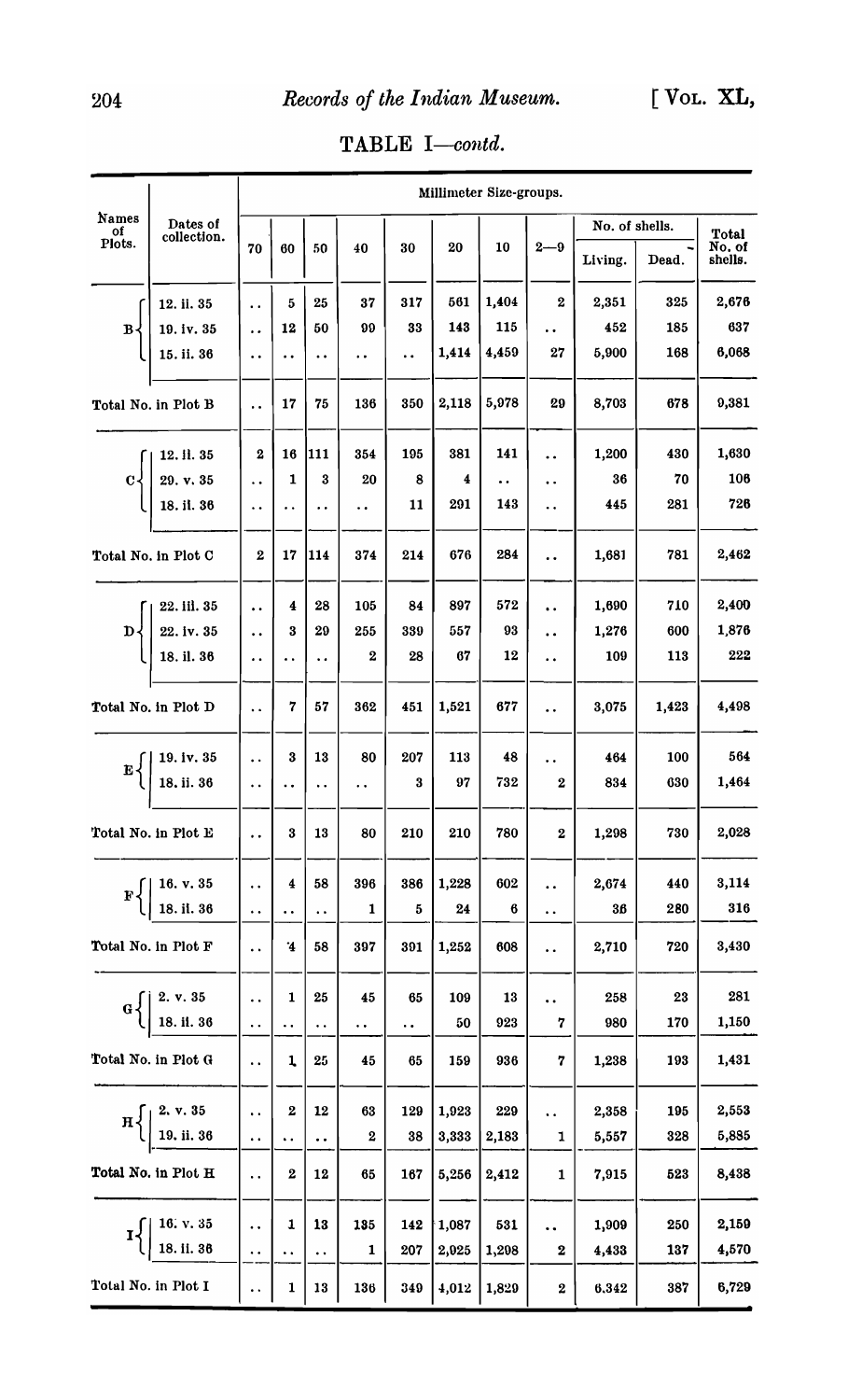## TABLE I—*contd.*

| Names of Plots. | Dates of collection. | Millimeter Size-groups. | | | | | | | | | | |
|---|---|---|---|---|---|---|---|---|---|---|---|---|
| | | 70 | 60 | 50 | 40 | 30 | 20 | 10 | 2—9 | No. of shells. Living. | No. of shells. Dead. | Total No. of shells. |
| B | 12. ii. 35 | .. | 5 | 25 | 37 | 317 | 561 | 1,404 | 2 | 2,351 | 325 | 2,676 |
| | 19. iv. 35 | .. | 12 | 50 | 99 | 33 | 143 | 115 | .. | 452 | 185 | 637 |
| | 15. ii. 36 | .. | .. | .. | .. | .. | 1,414 | 4,459 | 27 | 5,900 | 168 | 6,068 |
| Total No. in Plot B | | .. | 17 | 75 | 136 | 350 | 2,118 | 5,978 | 29 | 8,703 | 678 | 9,381 |
| C | 12. ii. 35 | 2 | 16 | 111 | 354 | 195 | 381 | 141 | .. | 1,200 | 430 | 1,630 |
| | 29. v. 35 | .. | 1 | 3 | 20 | 8 | 4 | .. | .. | 36 | 70 | 106 |
| | 18. ii. 36 | .. | .. | .. | .. | 11 | 291 | 143 | .. | 445 | 281 | 726 |
| Total No. in Plot C | | 2 | 17 | 114 | 374 | 214 | 676 | 284 | .. | 1,681 | 781 | 2,462 |
| D | 22. iii. 35 | .. | 4 | 28 | 105 | 84 | 897 | 572 | .. | 1,690 | 710 | 2,400 |
| | 22. iv. 35 | .. | 3 | 29 | 255 | 339 | 557 | 93 | .. | 1,276 | 600 | 1,876 |
| | 18. ii. 36 | .. | .. | .. | 2 | 28 | 67 | 12 | .. | 109 | 113 | 222 |
| Total No. in Plot D | | .. | 7 | 57 | 362 | 451 | 1,521 | 677 | .. | 3,075 | 1,423 | 4,498 |
| E | 19. iv. 35 | .. | 3 | 13 | 80 | 207 | 113 | 48 | .. | 464 | 100 | 564 |
| | 18. ii. 36 | .. | .. | .. | .. | 3 | 97 | 732 | 2 | 834 | 630 | 1,464 |
| Total No. in Plot E | | .. | 3 | 13 | 80 | 210 | 210 | 780 | 2 | 1,298 | 730 | 2,028 |
| F | 16. v. 35 | .. | 4 | 58 | 396 | 386 | 1,228 | 602 | .. | 2,674 | 440 | 3,114 |
| | 18. ii. 36 | .. | .. | .. | 1 | 5 | 24 | 6 | .. | 36 | 280 | 316 |
| Total No. in Plot F | | .. | 4 | 58 | 397 | 391 | 1,252 | 608 | .. | 2,710 | 720 | 3,430 |
| G | 2. v. 35 | .. | 1 | 25 | 45 | 65 | 109 | 13 | .. | 258 | 23 | 281 |
| | 18. ii. 36 | .. | .. | .. | .. | .. | 50 | 923 | 7 | 980 | 170 | 1,150 |
| Total No. in Plot G | | .. | 1 | 25 | 45 | 65 | 159 | 936 | 7 | 1,238 | 193 | 1,431 |
| H | 2. v. 35 | .. | 2 | 12 | 63 | 129 | 1,923 | 229 | .. | 2,358 | 195 | 2,553 |
| | 19. ii. 36 | .. | .. | .. | 2 | 38 | 3,333 | 2,183 | 1 | 5,557 | 328 | 5,885 |
| Total No. in Plot H | | .. | 2 | 12 | 65 | 167 | 5,256 | 2,412 | 1 | 7,915 | 523 | 8,438 |
| I | 16. v. 35 | .. | 1 | 13 | 135 | 142 | 1,087 | 531 | .. | 1,909 | 250 | 2,159 |
| | 18. ii. 36 | .. | .. | .. | 1 | 207 | 2,025 | 1,298 | 2 | 4,433 | 137 | 4,570 |
| Total No. in Plot I | | .. | 1 | 13 | 136 | 349 | 4,012 | 1,829 | 2 | 6,342 | 387 | 6,729 |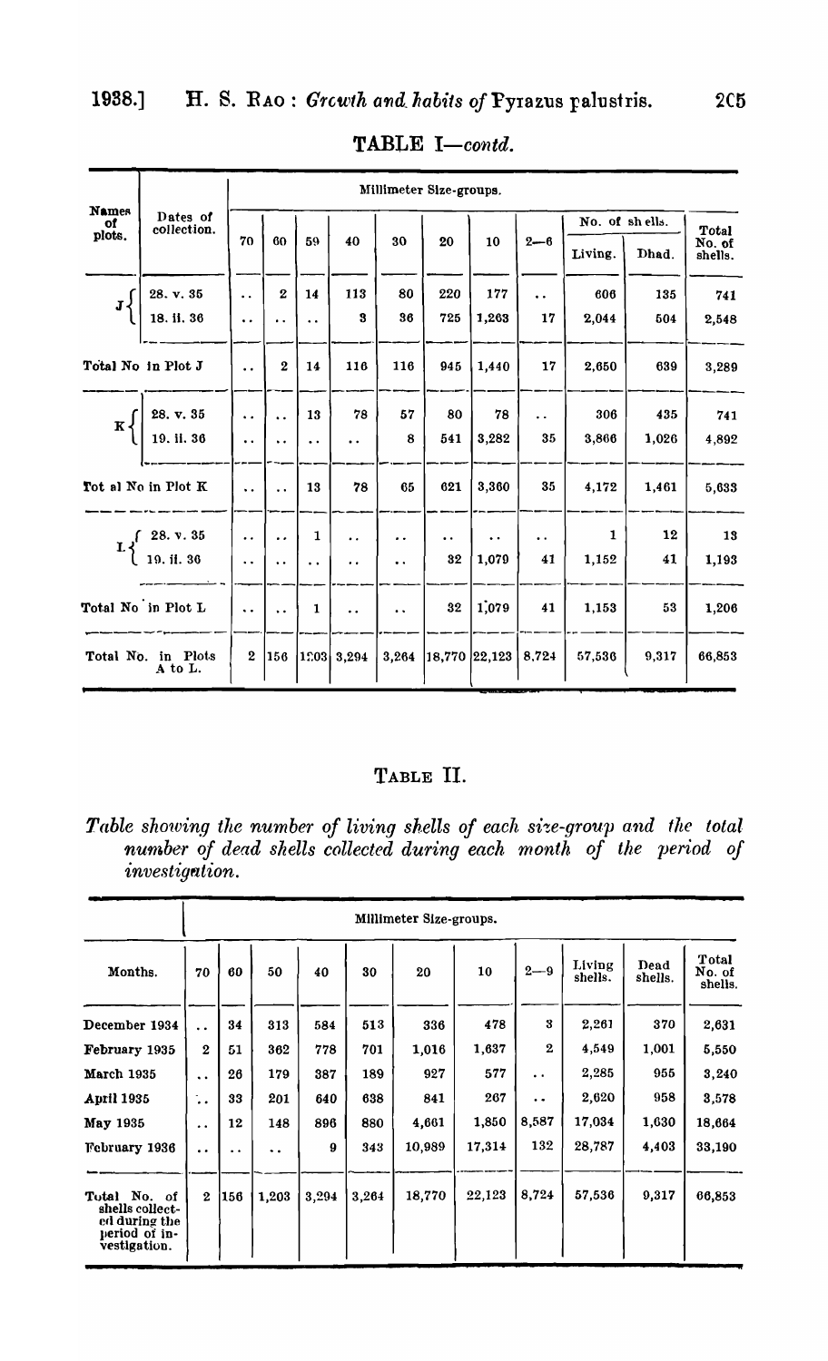TABLE I—*contd.*

| Names of plots. | Dates of collection. | Millimeter Size-groups. | | | | | | | | | | |
|---|---|---|---|---|---|---|---|---|---|---|---|---|
| | | 70 | 60 | 59 | 40 | 30 | 20 | 10 | 2—6 | No. of shells. Living. | No. of shells. Dhad. | Total No. of shells. |
| J | 28. v. 35 | .. | 2 | 14 | 113 | 80 | 220 | 177 | .. | 606 | 135 | 741 |
| | 18. ii. 36 | .. | .. | .. | 3 | 36 | 725 | 1,263 | 17 | 2,044 | 504 | 2,548 |
| Total No in Plot J | | .. | 2 | 14 | 116 | 116 | 945 | 1,440 | 17 | 2,650 | 639 | 3,289 |
| K | 28. v. 35 | .. | .. | 13 | 78 | 57 | 80 | 78 | .. | 306 | 435 | 741 |
| | 19. ii. 36 | .. | .. | .. | .. | 8 | 541 | 3,282 | 35 | 3,866 | 1,026 | 4,892 |
| Tot al No in Plot K | | .. | .. | 13 | 78 | 65 | 621 | 3,360 | 35 | 4,172 | 1,461 | 5,633 |
| L | 28. v. 35 | .. | .. | 1 | .. | .. | .. | .. | .. | 1 | 12 | 13 |
| | 19. ii. 36 | .. | .. | .. | .. | .. | 32 | 1,079 | 41 | 1,152 | 41 | 1,193 |
| Total No in Plot L | | .. | .. | 1 | .. | .. | 32 | 1,079 | 41 | 1,153 | 53 | 1,206 |
| Total No. in Plots A to L. | | 2 | 156 | 1203 | 3,294 | 3,264 | 18,770 | 22,123 | 8,724 | 57,536 | 9,317 | 66,853 |

## TABLE II.

*Table showing the number of living shells of each size-group and the total number of dead shells collected during each month of the period of investigation.*

| Months. | Millimeter Size-groups. | | | | | | | | | | |
|---|---|---|---|---|---|---|---|---|---|---|---|
| | 70 | 60 | 50 | 40 | 30 | 20 | 10 | 2—9 | Living shells. | Dead shells. | Total No. of shells. |
| December 1934 | .. | 34 | 313 | 584 | 513 | 336 | 478 | 3 | 2,261 | 370 | 2,631 |
| February 1935 | 2 | 51 | 362 | 778 | 701 | 1,016 | 1,637 | 2 | 4,549 | 1,001 | 5,550 |
| March 1935 | .. | 26 | 179 | 387 | 189 | 927 | 577 | .. | 2,285 | 955 | 3,240 |
| April 1935 | .. | 33 | 201 | 640 | 638 | 841 | 267 | .. | 2,620 | 958 | 3,578 |
| May 1935 | .. | 12 | 148 | 896 | 880 | 4,661 | 1,850 | 8,587 | 17,034 | 1,630 | 18,664 |
| February 1936 | .. | .. | .. | 9 | 343 | 10,989 | 17,314 | 132 | 28,787 | 4,403 | 33,190 |
| Total No. of shells collected during the period of investigation. | 2 | 156 | 1,203 | 3,294 | 3,264 | 18,770 | 22,123 | 8,724 | 57,536 | 9,317 | 66,853 |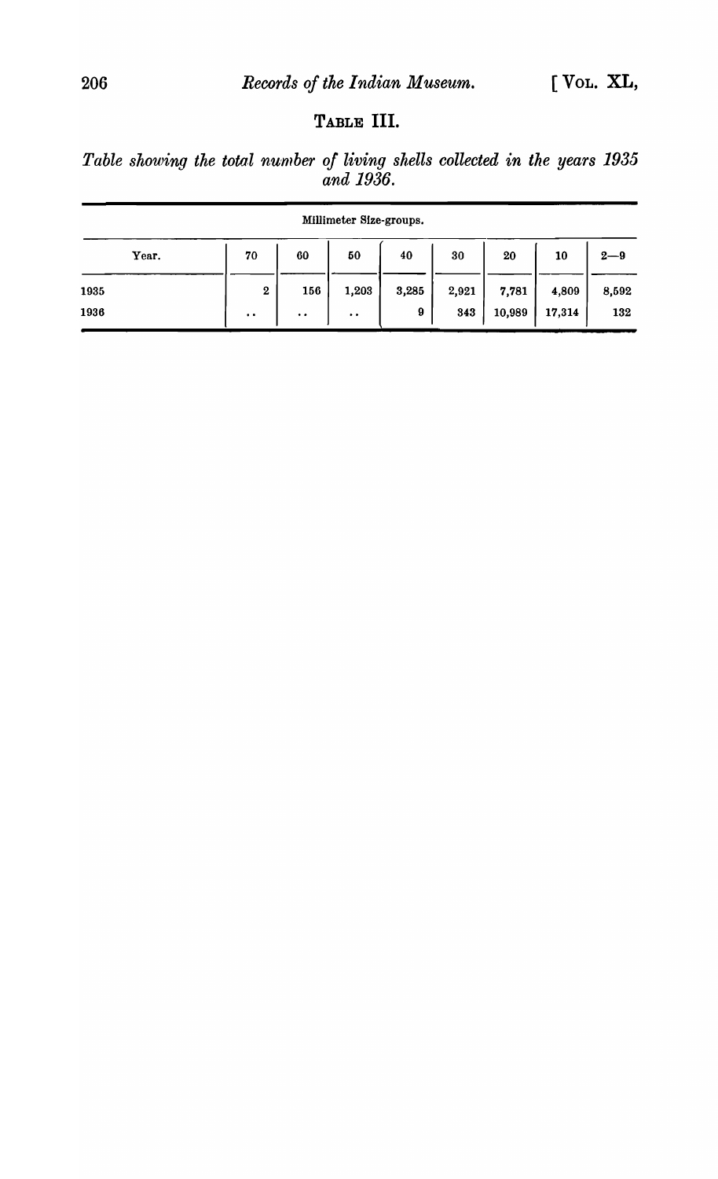## Table III.

*Table showing the total number of living shells collected in the years 1935 and 1936.*

| | Millimeter Size-groups. | | | | | | | |
|---|---|---|---|---|---|---|---|---|
| Year. | 70 | 60 | 50 | 40 | 30 | 20 | 10 | 2—9 |
| 1935 | 2 | 156 | 1,203 | 3,285 | 2,921 | 7,781 | 4,809 | 8,592 |
| 1936 | .. | .. | .. | 9 | 343 | 10,989 | 17,314 | 132 |